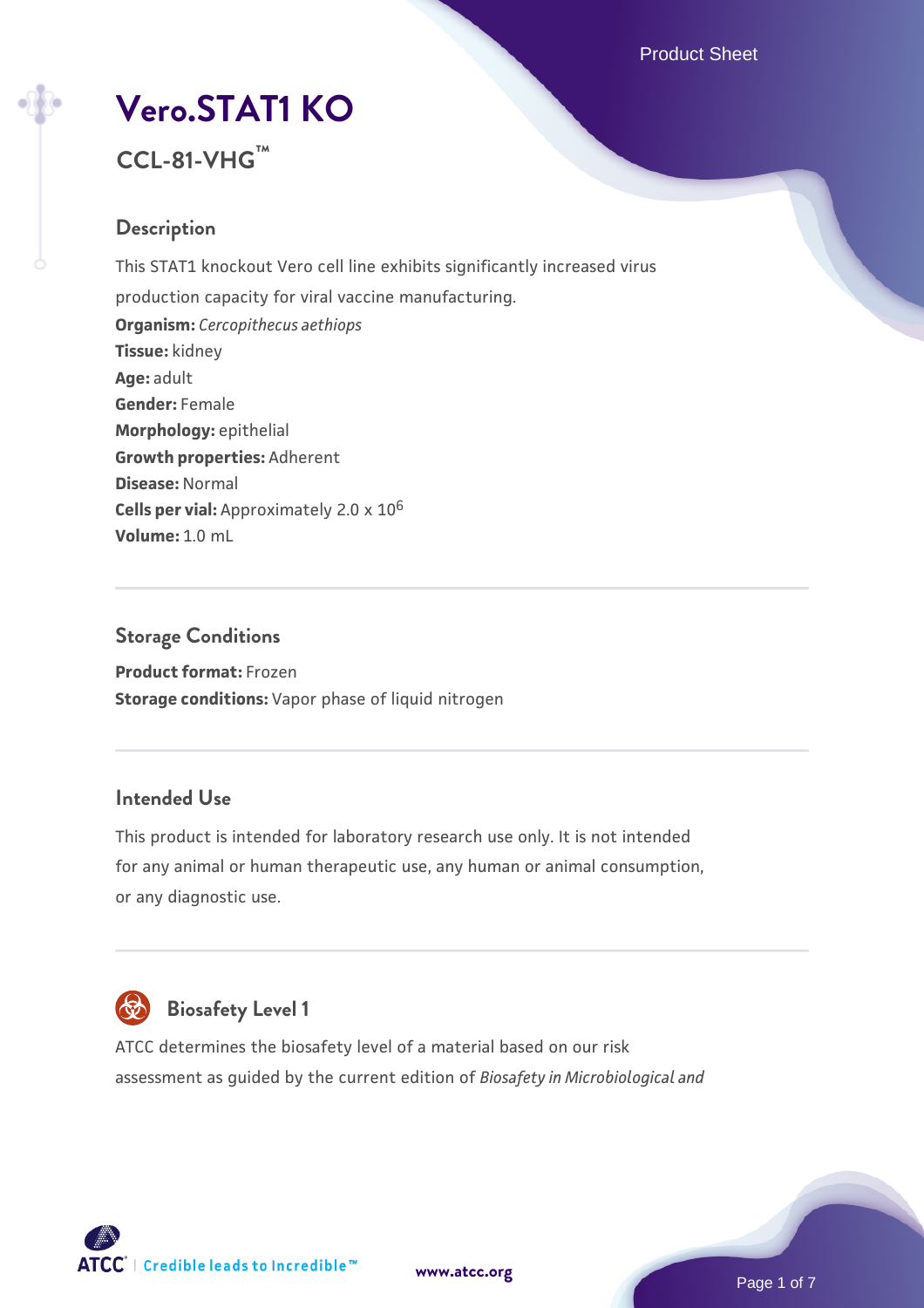# Vero.STAT1 KO

## CCL-81-VHG™

### Description

This STAT1 knockout Vero cell line exhibits significantly increased virus production capacity for viral vaccine manufacturing.

**Organism:** *Cercopithecus aethiops*
**Tissue:** kidney
**Age:** adult
**Gender:** Female
**Morphology:** epithelial
**Growth properties:** Adherent
**Disease:** Normal
**Cells per vial:** Approximately 2.0 x $10^6$
**Volume:** 1.0 mL

### Storage Conditions

**Product format:** Frozen
**Storage conditions:** Vapor phase of liquid nitrogen

### Intended Use

This product is intended for laboratory research use only. It is not intended for any animal or human therapeutic use, any human or animal consumption, or any diagnostic use.

### Biosafety Level 1

ATCC determines the biosafety level of a material based on our risk assessment as guided by the current edition of *Biosafety in Microbiological and*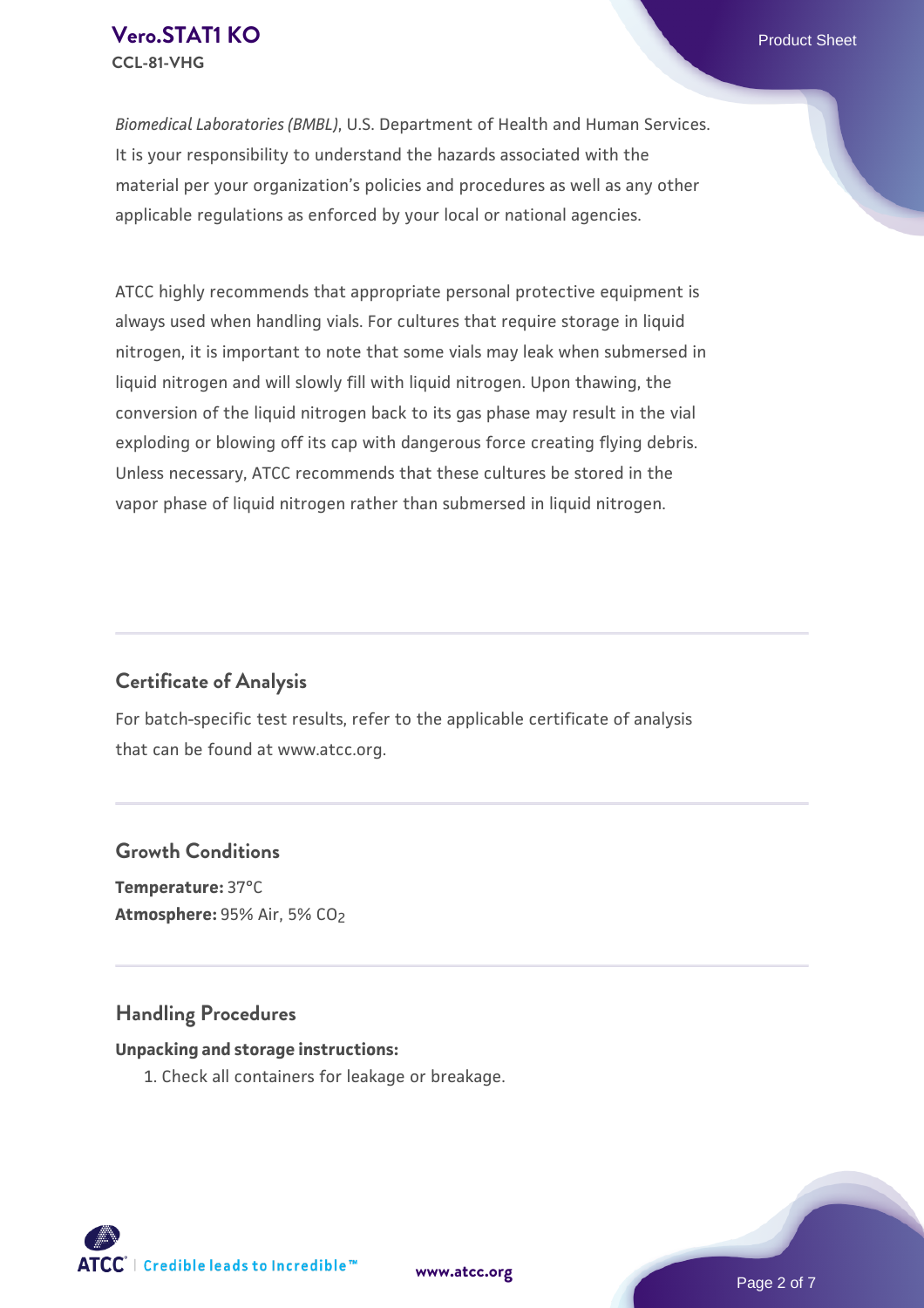*Biomedical Laboratories (BMBL)*, U.S. Department of Health and Human Services. It is your responsibility to understand the hazards associated with the material per your organization's policies and procedures as well as any other applicable regulations as enforced by your local or national agencies.

ATCC highly recommends that appropriate personal protective equipment is always used when handling vials. For cultures that require storage in liquid nitrogen, it is important to note that some vials may leak when submersed in liquid nitrogen and will slowly fill with liquid nitrogen. Upon thawing, the conversion of the liquid nitrogen back to its gas phase may result in the vial exploding or blowing off its cap with dangerous force creating flying debris. Unless necessary, ATCC recommends that these cultures be stored in the vapor phase of liquid nitrogen rather than submersed in liquid nitrogen.

## Certificate of Analysis

For batch-specific test results, refer to the applicable certificate of analysis that can be found at www.atcc.org.

## Growth Conditions

**Temperature:** 37°C
**Atmosphere:** 95% Air, 5% $CO_2$

## Handling Procedures

**Unpacking and storage instructions:**

1. Check all containers for leakage or breakage.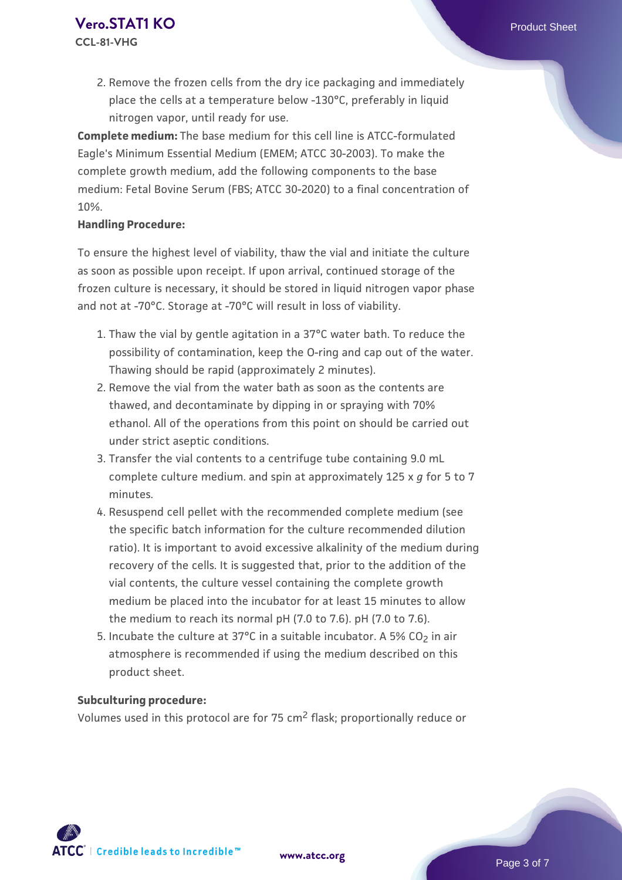2. Remove the frozen cells from the dry ice packaging and immediately place the cells at a temperature below -130°C, preferably in liquid nitrogen vapor, until ready for use.

**Complete medium:** The base medium for this cell line is ATCC-formulated Eagle's Minimum Essential Medium (EMEM; ATCC 30-2003). To make the complete growth medium, add the following components to the base medium: Fetal Bovine Serum (FBS; ATCC 30-2020) to a final concentration of 10%.

**Handling Procedure:**

To ensure the highest level of viability, thaw the vial and initiate the culture as soon as possible upon receipt. If upon arrival, continued storage of the frozen culture is necessary, it should be stored in liquid nitrogen vapor phase and not at -70°C. Storage at -70°C will result in loss of viability.

1. Thaw the vial by gentle agitation in a 37°C water bath. To reduce the possibility of contamination, keep the O-ring and cap out of the water. Thawing should be rapid (approximately 2 minutes).
2. Remove the vial from the water bath as soon as the contents are thawed, and decontaminate by dipping in or spraying with 70% ethanol. All of the operations from this point on should be carried out under strict aseptic conditions.
3. Transfer the vial contents to a centrifuge tube containing 9.0 mL complete culture medium. and spin at approximately 125 x *g* for 5 to 7 minutes.
4. Resuspend cell pellet with the recommended complete medium (see the specific batch information for the culture recommended dilution ratio). It is important to avoid excessive alkalinity of the medium during recovery of the cells. It is suggested that, prior to the addition of the vial contents, the culture vessel containing the complete growth medium be placed into the incubator for at least 15 minutes to allow the medium to reach its normal pH (7.0 to 7.6). pH (7.0 to 7.6).
5. Incubate the culture at 37°C in a suitable incubator. A 5% $CO_2$ in air atmosphere is recommended if using the medium described on this product sheet.

**Subculturing procedure:**

Volumes used in this protocol are for 75 $cm^2$ flask; proportionally reduce or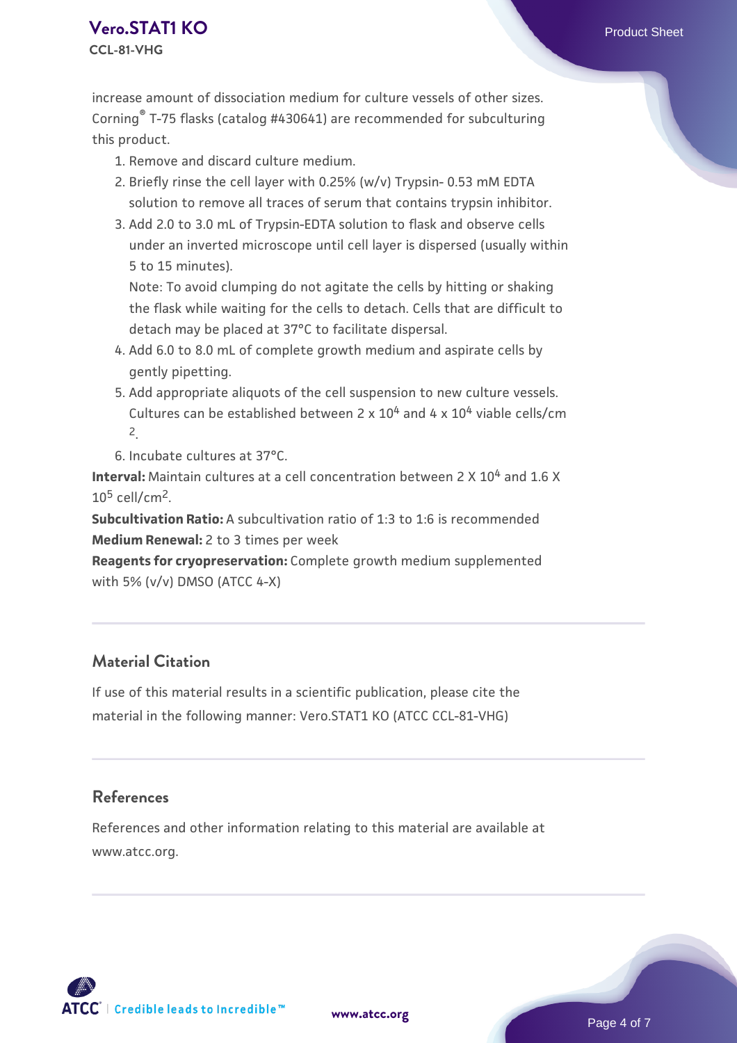increase amount of dissociation medium for culture vessels of other sizes. Corning® T-75 flasks (catalog #430641) are recommended for subculturing this product.

1. Remove and discard culture medium.
2. Briefly rinse the cell layer with 0.25% (w/v) Trypsin- 0.53 mM EDTA solution to remove all traces of serum that contains trypsin inhibitor.
3. Add 2.0 to 3.0 mL of Trypsin-EDTA solution to flask and observe cells under an inverted microscope until cell layer is dispersed (usually within 5 to 15 minutes).
   Note: To avoid clumping do not agitate the cells by hitting or shaking the flask while waiting for the cells to detach. Cells that are difficult to detach may be placed at 37°C to facilitate dispersal.
4. Add 6.0 to 8.0 mL of complete growth medium and aspirate cells by gently pipetting.
5. Add appropriate aliquots of the cell suspension to new culture vessels. Cultures can be established between $2 \times 10^4$ and $4 \times 10^4$ viable cells/cm$^2$.
6. Incubate cultures at 37°C.

**Interval:** Maintain cultures at a cell concentration between $2 \times 10^4$ and $1.6 \times 10^5$ cell/cm$^2$.

**Subcultivation Ratio:** A subcultivation ratio of 1:3 to 1:6 is recommended

**Medium Renewal:** 2 to 3 times per week

**Reagents for cryopreservation:** Complete growth medium supplemented with 5% (v/v) DMSO (ATCC 4-X)

## Material Citation

If use of this material results in a scientific publication, please cite the material in the following manner: Vero.STAT1 KO (ATCC CCL-81-VHG)

## References

References and other information relating to this material are available at www.atcc.org.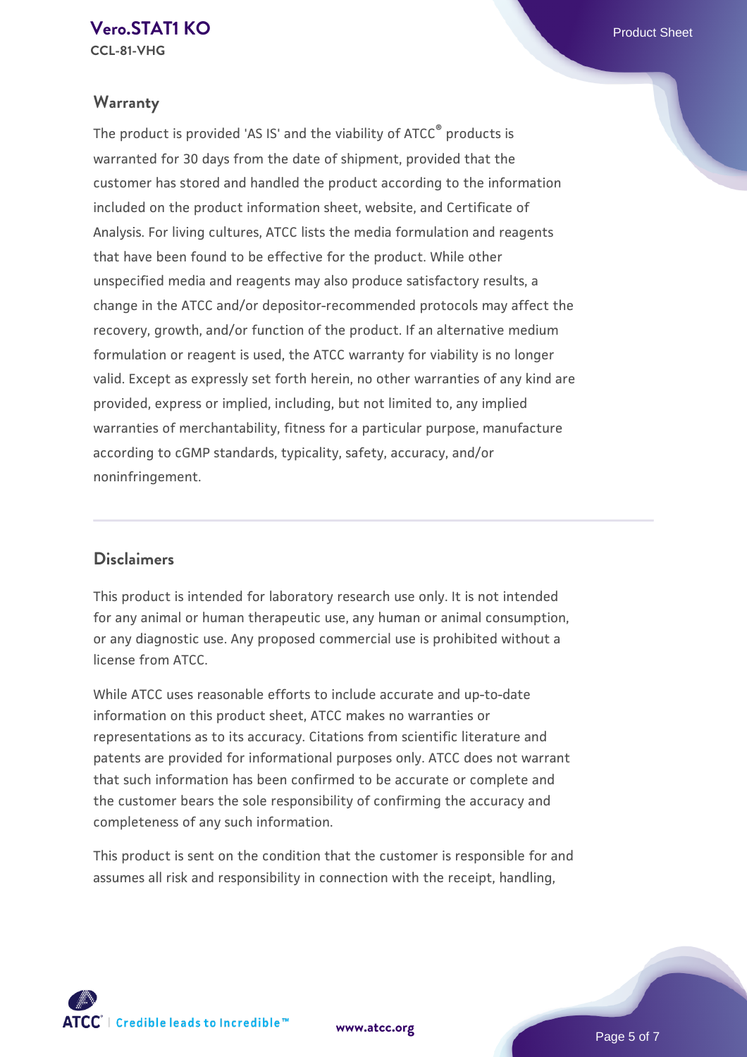## Warranty

The product is provided 'AS IS' and the viability of ATCC® products is warranted for 30 days from the date of shipment, provided that the customer has stored and handled the product according to the information included on the product information sheet, website, and Certificate of Analysis. For living cultures, ATCC lists the media formulation and reagents that have been found to be effective for the product. While other unspecified media and reagents may also produce satisfactory results, a change in the ATCC and/or depositor-recommended protocols may affect the recovery, growth, and/or function of the product. If an alternative medium formulation or reagent is used, the ATCC warranty for viability is no longer valid. Except as expressly set forth herein, no other warranties of any kind are provided, express or implied, including, but not limited to, any implied warranties of merchantability, fitness for a particular purpose, manufacture according to cGMP standards, typicality, safety, accuracy, and/or noninfringement.

## Disclaimers

This product is intended for laboratory research use only. It is not intended for any animal or human therapeutic use, any human or animal consumption, or any diagnostic use. Any proposed commercial use is prohibited without a license from ATCC.

While ATCC uses reasonable efforts to include accurate and up-to-date information on this product sheet, ATCC makes no warranties or representations as to its accuracy. Citations from scientific literature and patents are provided for informational purposes only. ATCC does not warrant that such information has been confirmed to be accurate or complete and the customer bears the sole responsibility of confirming the accuracy and completeness of any such information.

This product is sent on the condition that the customer is responsible for and assumes all risk and responsibility in connection with the receipt, handling,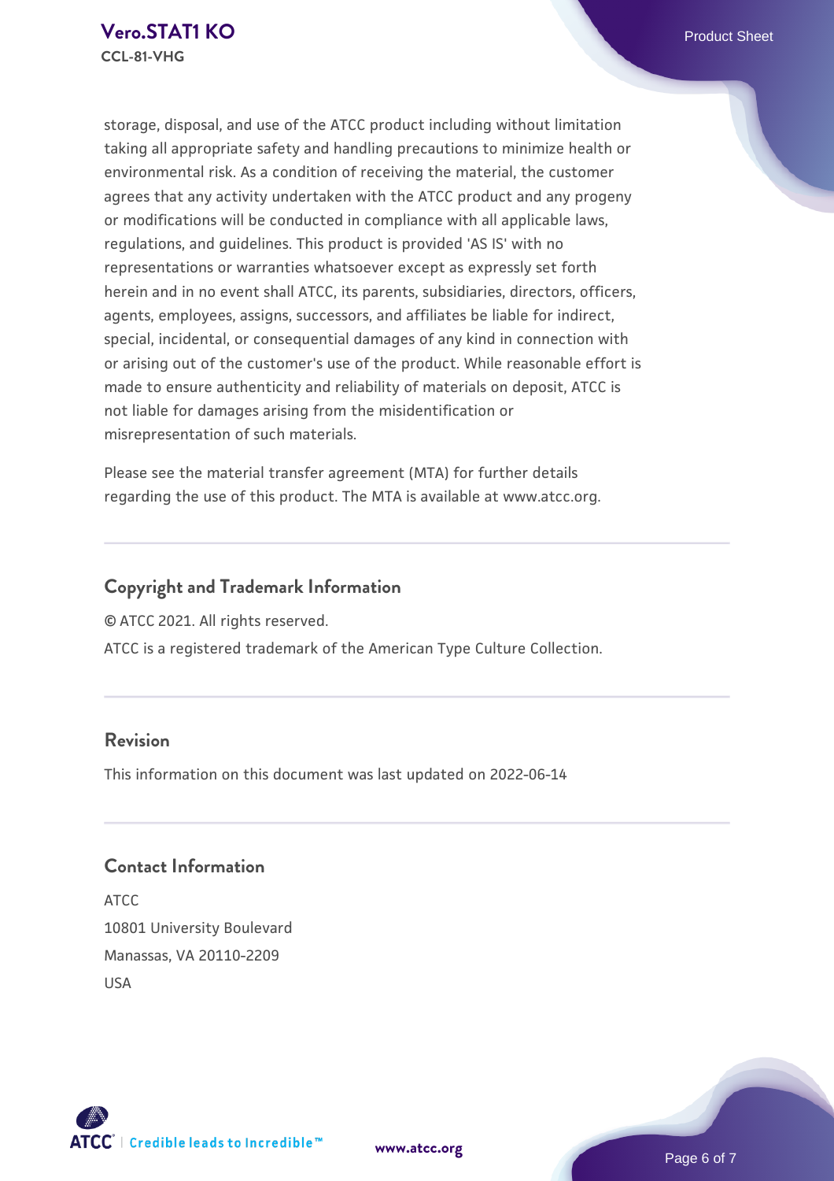storage, disposal, and use of the ATCC product including without limitation taking all appropriate safety and handling precautions to minimize health or environmental risk. As a condition of receiving the material, the customer agrees that any activity undertaken with the ATCC product and any progeny or modifications will be conducted in compliance with all applicable laws, regulations, and guidelines. This product is provided 'AS IS' with no representations or warranties whatsoever except as expressly set forth herein and in no event shall ATCC, its parents, subsidiaries, directors, officers, agents, employees, assigns, successors, and affiliates be liable for indirect, special, incidental, or consequential damages of any kind in connection with or arising out of the customer's use of the product. While reasonable effort is made to ensure authenticity and reliability of materials on deposit, ATCC is not liable for damages arising from the misidentification or misrepresentation of such materials.

Please see the material transfer agreement (MTA) for further details regarding the use of this product. The MTA is available at www.atcc.org.

## Copyright and Trademark Information

© ATCC 2021. All rights reserved.

ATCC is a registered trademark of the American Type Culture Collection.

## Revision

This information on this document was last updated on 2022-06-14

## Contact Information

ATCC
10801 University Boulevard
Manassas, VA 20110-2209
USA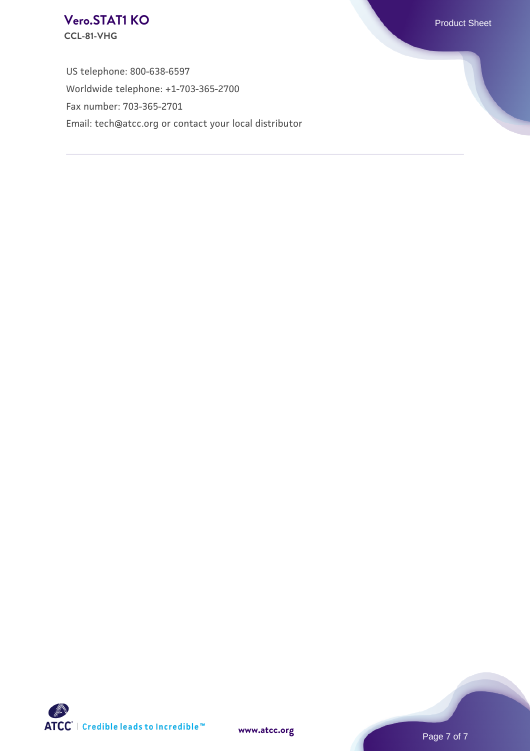US telephone: 800-638-6597

Worldwide telephone: +1-703-365-2700

Fax number: 703-365-2701

Email: tech@atcc.org or contact your local distributor